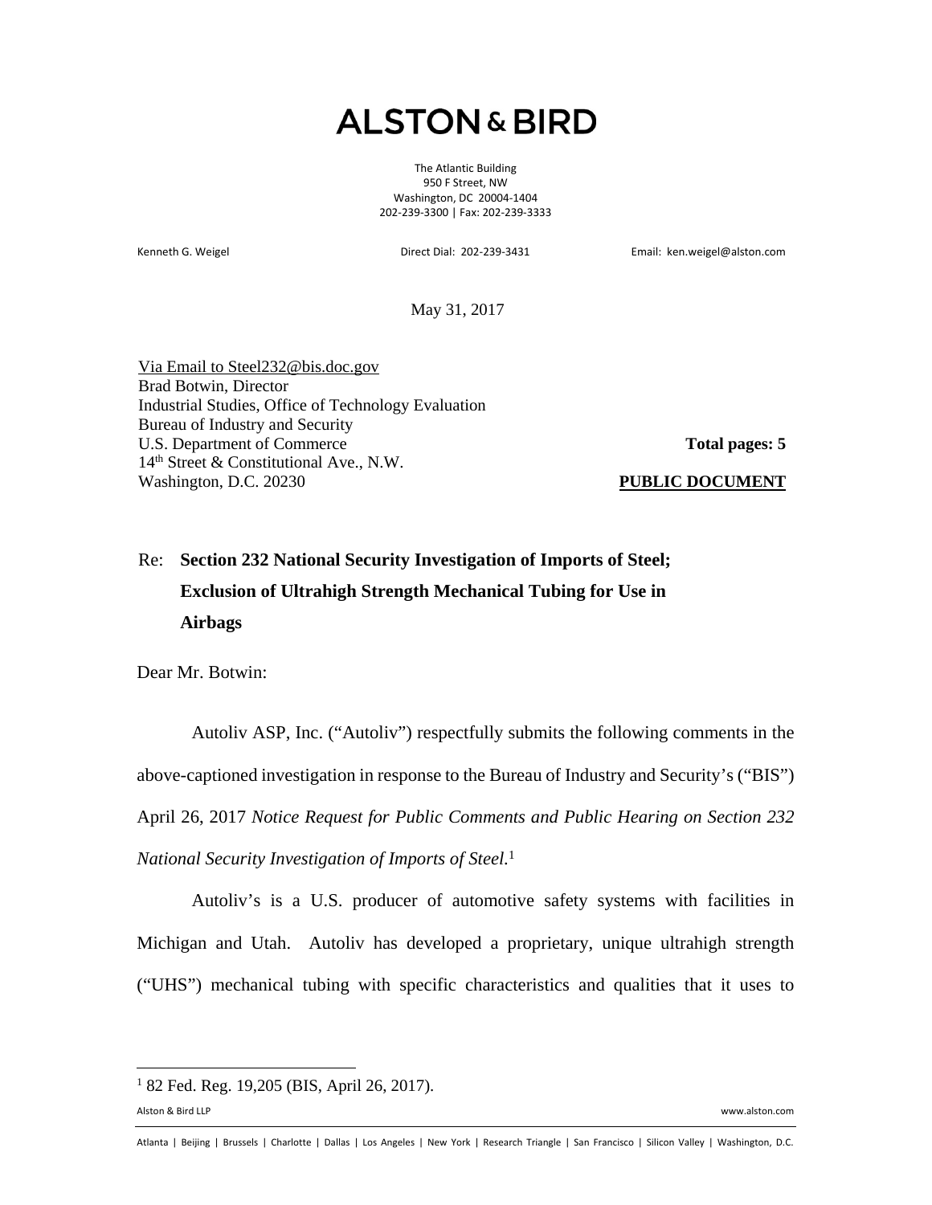# ALSTON & BIRD

The Atlantic Building
950 F Street, NW
Washington, DC 20004-1404
202-239-3300 | Fax: 202-239-3333

Kenneth G. Weigel        Direct Dial: 202-239-3431        Email: ken.weigel@alston.com

May 31, 2017

Via Email to Steel232@bis.doc.gov
Brad Botwin, Director
Industrial Studies, Office of Technology Evaluation
Bureau of Industry and Security
U.S. Department of Commerce
14th Street & Constitutional Ave., N.W.
Washington, D.C. 20230

**Total pages: 5**

**PUBLIC DOCUMENT**

Re: **Section 232 National Security Investigation of Imports of Steel; Exclusion of Ultrahigh Strength Mechanical Tubing for Use in Airbags**

Dear Mr. Botwin:

Autoliv ASP, Inc. ("Autoliv") respectfully submits the following comments in the above-captioned investigation in response to the Bureau of Industry and Security's ("BIS") April 26, 2017 *Notice Request for Public Comments and Public Hearing on Section 232 National Security Investigation of Imports of Steel*.[1]

Autoliv's is a U.S. producer of automotive safety systems with facilities in Michigan and Utah. Autoliv has developed a proprietary, unique ultrahigh strength ("UHS") mechanical tubing with specific characteristics and qualities that it uses to

---

[1] 82 Fed. Reg. 19,205 (BIS, April 26, 2017).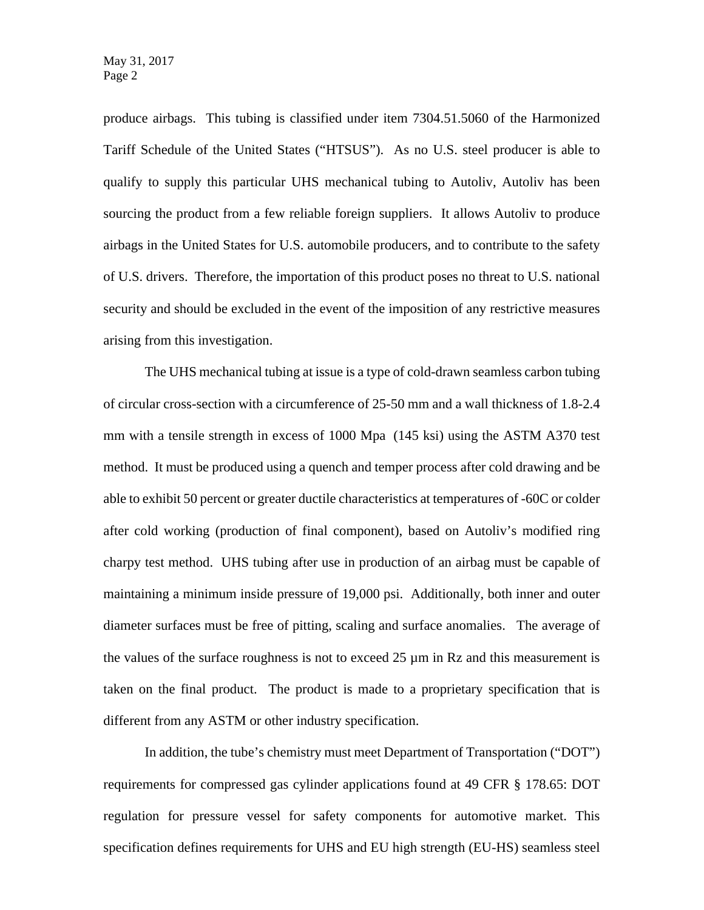produce airbags. This tubing is classified under item 7304.51.5060 of the Harmonized Tariff Schedule of the United States ("HTSUS"). As no U.S. steel producer is able to qualify to supply this particular UHS mechanical tubing to Autoliv, Autoliv has been sourcing the product from a few reliable foreign suppliers. It allows Autoliv to produce airbags in the United States for U.S. automobile producers, and to contribute to the safety of U.S. drivers. Therefore, the importation of this product poses no threat to U.S. national security and should be excluded in the event of the imposition of any restrictive measures arising from this investigation.

The UHS mechanical tubing at issue is a type of cold-drawn seamless carbon tubing of circular cross-section with a circumference of 25-50 mm and a wall thickness of 1.8-2.4 mm with a tensile strength in excess of 1000 Mpa (145 ksi) using the ASTM A370 test method. It must be produced using a quench and temper process after cold drawing and be able to exhibit 50 percent or greater ductile characteristics at temperatures of -60C or colder after cold working (production of final component), based on Autoliv's modified ring charpy test method. UHS tubing after use in production of an airbag must be capable of maintaining a minimum inside pressure of 19,000 psi. Additionally, both inner and outer diameter surfaces must be free of pitting, scaling and surface anomalies. The average of the values of the surface roughness is not to exceed 25 µm in Rz and this measurement is taken on the final product. The product is made to a proprietary specification that is different from any ASTM or other industry specification.

In addition, the tube's chemistry must meet Department of Transportation ("DOT") requirements for compressed gas cylinder applications found at 49 CFR § 178.65: DOT regulation for pressure vessel for safety components for automotive market. This specification defines requirements for UHS and EU high strength (EU-HS) seamless steel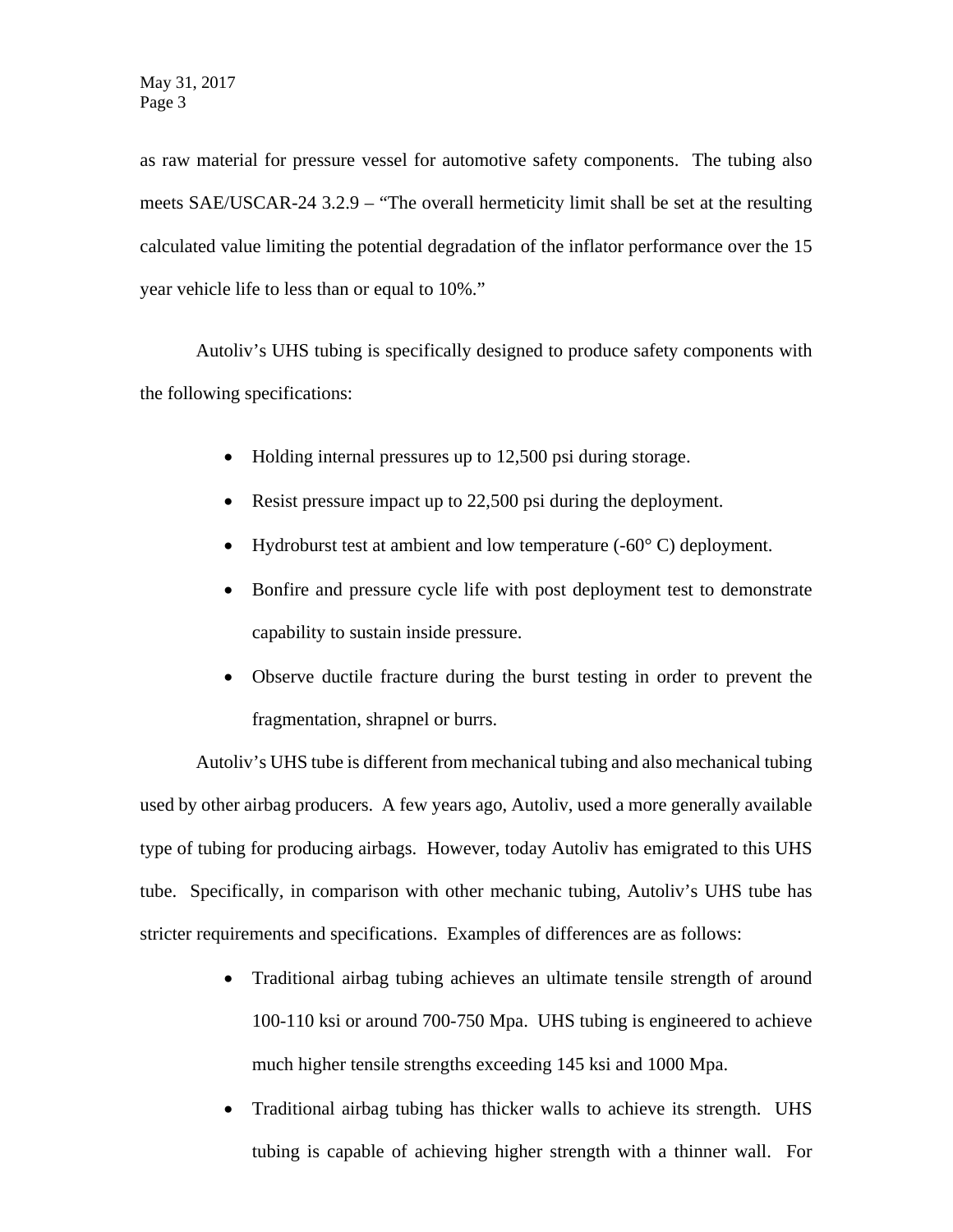as raw material for pressure vessel for automotive safety components. The tubing also meets SAE/USCAR-24 3.2.9 – "The overall hermeticity limit shall be set at the resulting calculated value limiting the potential degradation of the inflator performance over the 15 year vehicle life to less than or equal to 10%."

Autoliv's UHS tubing is specifically designed to produce safety components with the following specifications:

- Holding internal pressures up to 12,500 psi during storage.
- Resist pressure impact up to 22,500 psi during the deployment.
- Hydroburst test at ambient and low temperature (-60° C) deployment.
- Bonfire and pressure cycle life with post deployment test to demonstrate capability to sustain inside pressure.
- Observe ductile fracture during the burst testing in order to prevent the fragmentation, shrapnel or burrs.

Autoliv's UHS tube is different from mechanical tubing and also mechanical tubing used by other airbag producers. A few years ago, Autoliv, used a more generally available type of tubing for producing airbags. However, today Autoliv has emigrated to this UHS tube. Specifically, in comparison with other mechanic tubing, Autoliv's UHS tube has stricter requirements and specifications. Examples of differences are as follows:

- Traditional airbag tubing achieves an ultimate tensile strength of around 100-110 ksi or around 700-750 Mpa. UHS tubing is engineered to achieve much higher tensile strengths exceeding 145 ksi and 1000 Mpa.
- Traditional airbag tubing has thicker walls to achieve its strength. UHS tubing is capable of achieving higher strength with a thinner wall. For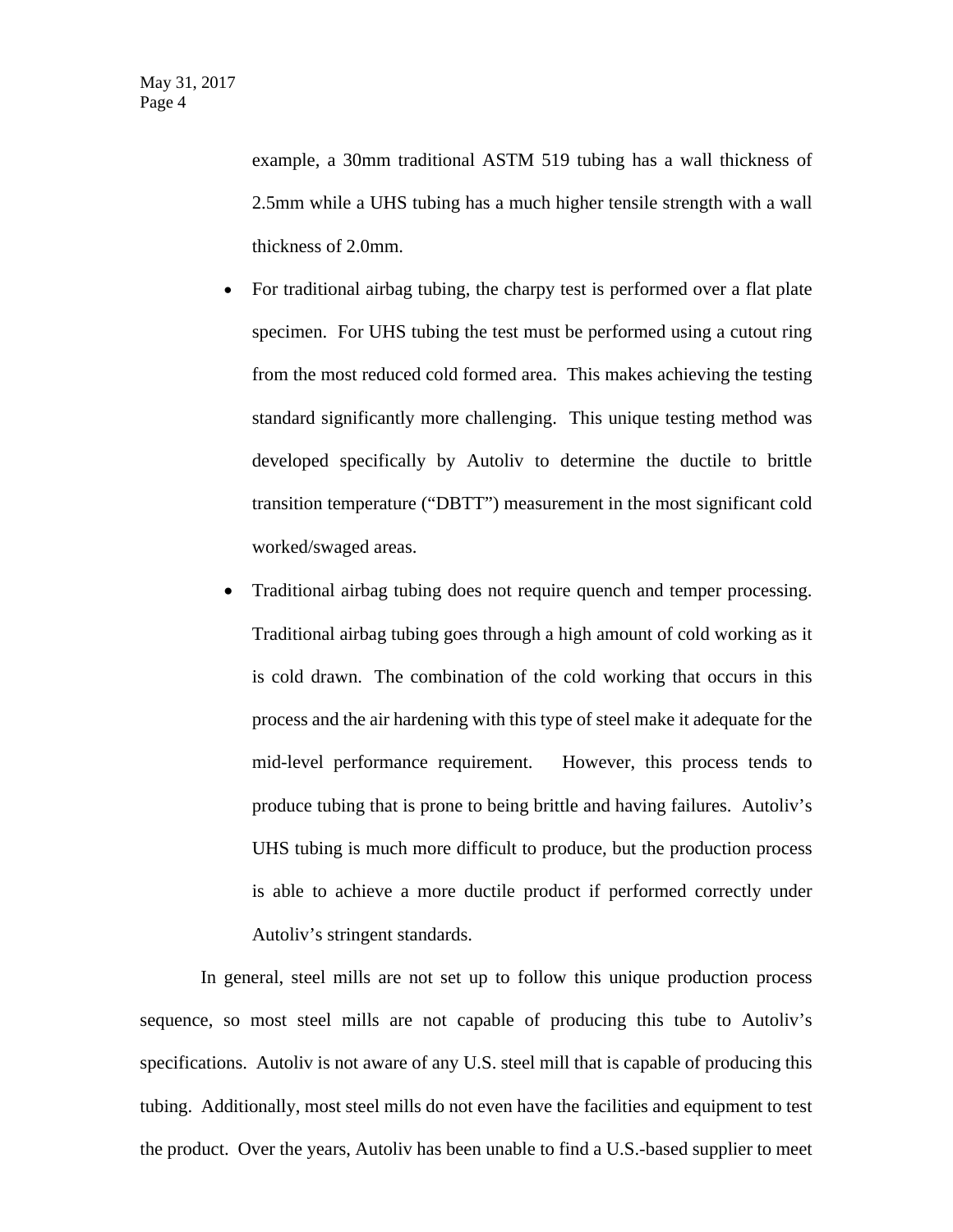example, a 30mm traditional ASTM 519 tubing has a wall thickness of 2.5mm while a UHS tubing has a much higher tensile strength with a wall thickness of 2.0mm.

- For traditional airbag tubing, the charpy test is performed over a flat plate specimen. For UHS tubing the test must be performed using a cutout ring from the most reduced cold formed area. This makes achieving the testing standard significantly more challenging. This unique testing method was developed specifically by Autoliv to determine the ductile to brittle transition temperature ("DBTT") measurement in the most significant cold worked/swaged areas.
- Traditional airbag tubing does not require quench and temper processing. Traditional airbag tubing goes through a high amount of cold working as it is cold drawn. The combination of the cold working that occurs in this process and the air hardening with this type of steel make it adequate for the mid-level performance requirement. However, this process tends to produce tubing that is prone to being brittle and having failures. Autoliv's UHS tubing is much more difficult to produce, but the production process is able to achieve a more ductile product if performed correctly under Autoliv's stringent standards.

In general, steel mills are not set up to follow this unique production process sequence, so most steel mills are not capable of producing this tube to Autoliv's specifications. Autoliv is not aware of any U.S. steel mill that is capable of producing this tubing. Additionally, most steel mills do not even have the facilities and equipment to test the product. Over the years, Autoliv has been unable to find a U.S.-based supplier to meet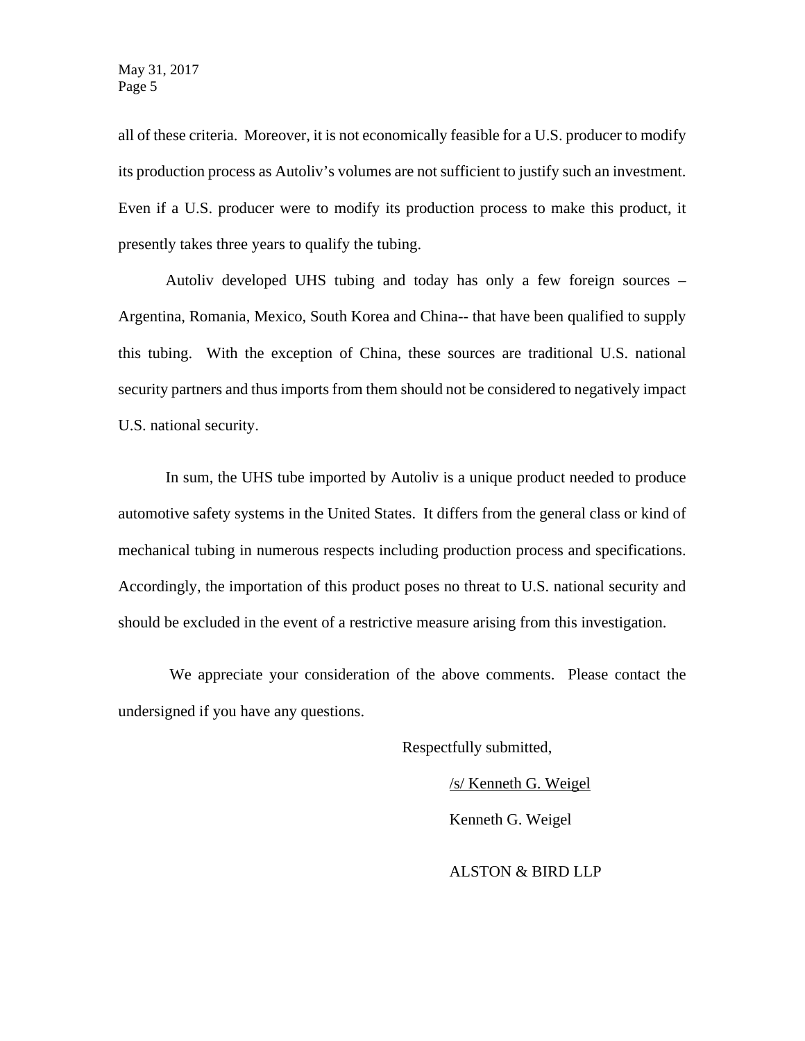all of these criteria. Moreover, it is not economically feasible for a U.S. producer to modify its production process as Autoliv's volumes are not sufficient to justify such an investment. Even if a U.S. producer were to modify its production process to make this product, it presently takes three years to qualify the tubing.

Autoliv developed UHS tubing and today has only a few foreign sources – Argentina, Romania, Mexico, South Korea and China-- that have been qualified to supply this tubing. With the exception of China, these sources are traditional U.S. national security partners and thus imports from them should not be considered to negatively impact U.S. national security.

In sum, the UHS tube imported by Autoliv is a unique product needed to produce automotive safety systems in the United States. It differs from the general class or kind of mechanical tubing in numerous respects including production process and specifications. Accordingly, the importation of this product poses no threat to U.S. national security and should be excluded in the event of a restrictive measure arising from this investigation.

We appreciate your consideration of the above comments. Please contact the undersigned if you have any questions.

Respectfully submitted,

/s/ Kenneth G. Weigel

Kenneth G. Weigel

ALSTON & BIRD LLP